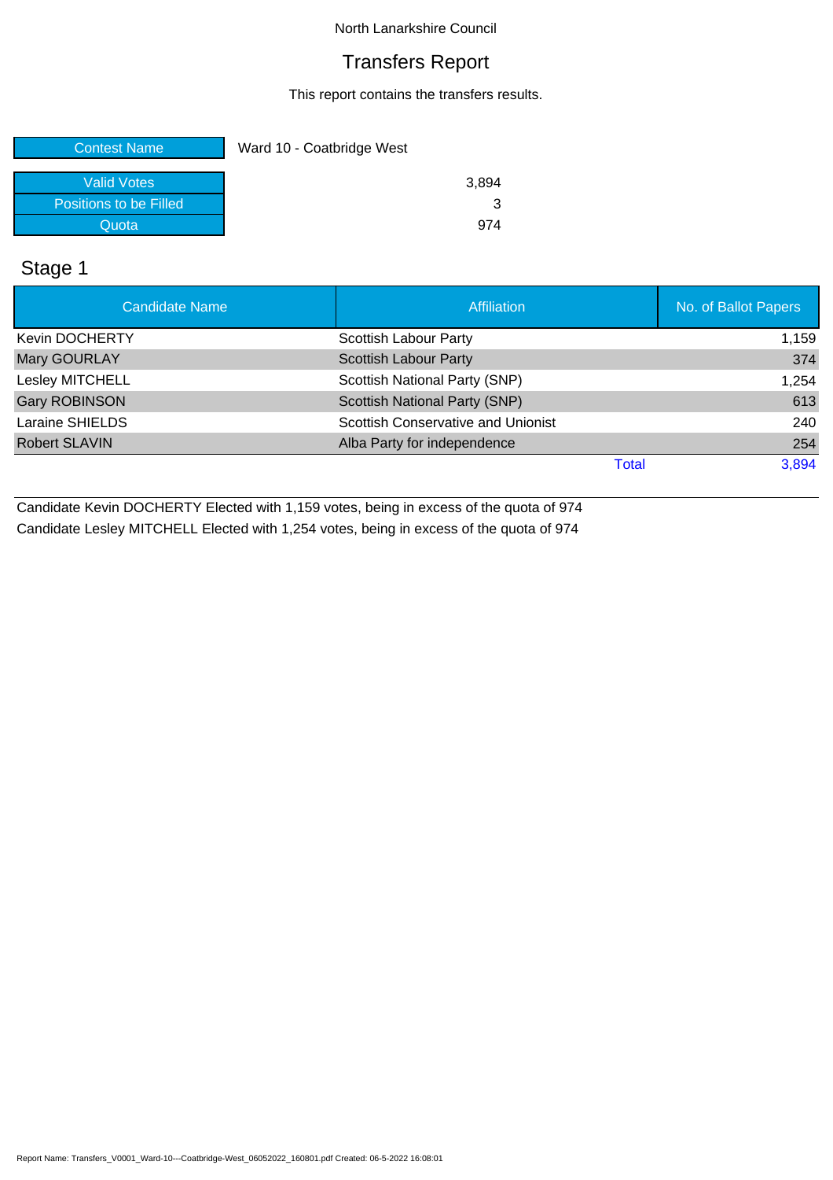North Lanarkshire Council

# Transfers Report

This report contains the transfers results.

| Contest Name | Ward 10 - Coatbridge West |
|---|---|
| Valid Votes | 3,894 |
| Positions to be Filled | 3 |
| Quota | 974 |

## Stage 1

| Candidate Name | Affiliation | No. of Ballot Papers |
|---|---|---|
| Kevin DOCHERTY | Scottish Labour Party | 1,159 |
| Mary GOURLAY | Scottish Labour Party | 374 |
| Lesley MITCHELL | Scottish National Party (SNP) | 1,254 |
| Gary ROBINSON | Scottish National Party (SNP) | 613 |
| Laraine SHIELDS | Scottish Conservative and Unionist | 240 |
| Robert SLAVIN | Alba Party for independence | 254 |
| | Total | 3,894 |

Candidate Kevin DOCHERTY Elected with 1,159 votes, being in excess of the quota of 974

Candidate Lesley MITCHELL Elected with 1,254 votes, being in excess of the quota of 974

Report Name: Transfers_V0001_Ward-10---Coatbridge-West_06052022_160801.pdf Created: 06-5-2022 16:08:01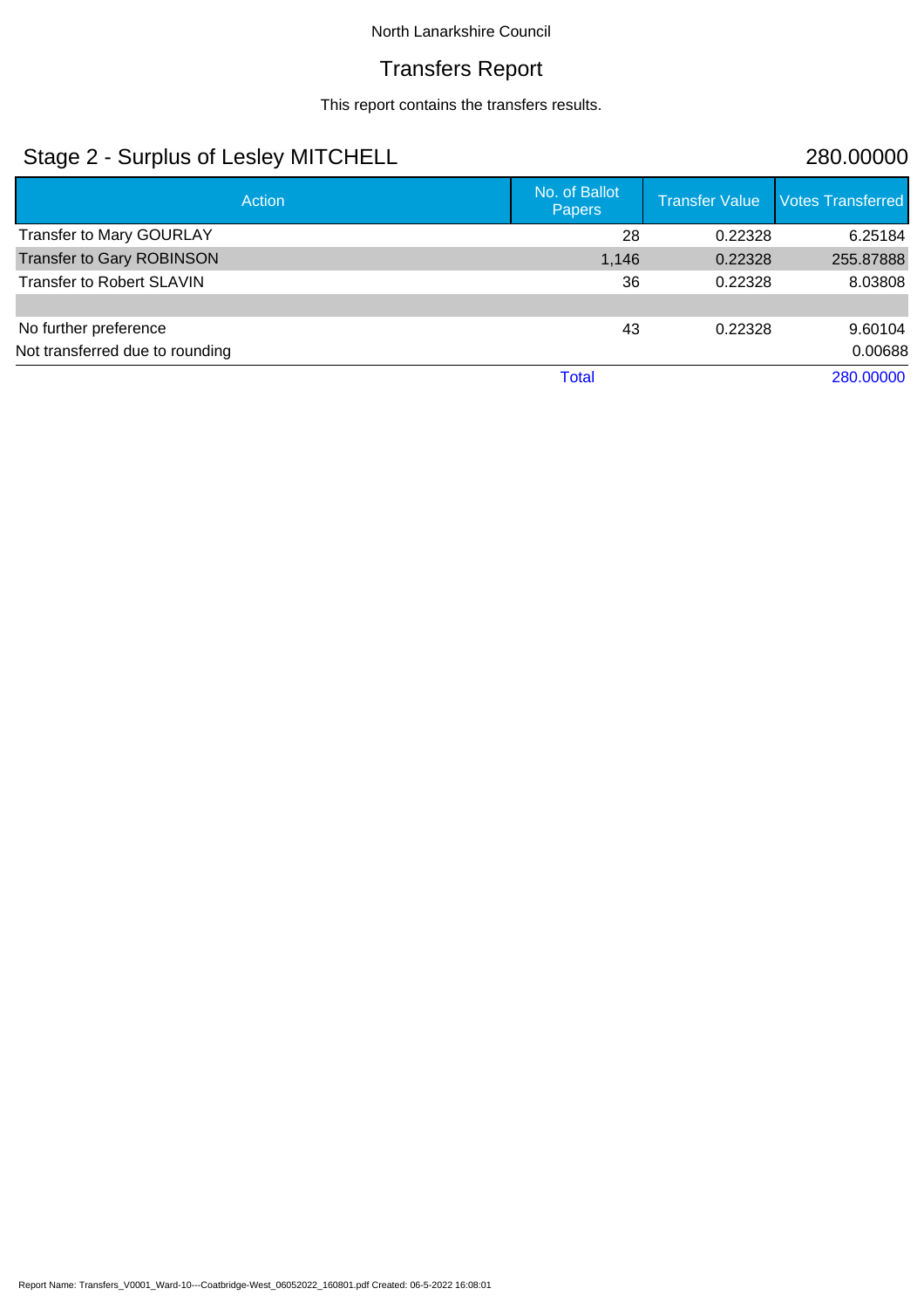North Lanarkshire Council

# Transfers Report

This report contains the transfers results.

## Stage 2 - Surplus of Lesley MITCHELL 280.00000

| Action | No. of Ballot Papers | Transfer Value | Votes Transferred |
|---|---|---|---|
| Transfer to Mary GOURLAY | 28 | 0.22328 | 6.25184 |
| Transfer to Gary ROBINSON | 1,146 | 0.22328 | 255.87888 |
| Transfer to Robert SLAVIN | 36 | 0.22328 | 8.03808 |
| | | | |
| No further preference | 43 | 0.22328 | 9.60104 |
| Not transferred due to rounding | | | 0.00688 |
| | Total | | 280.00000 |

Report Name: Transfers_V0001_Ward-10---Coatbridge-West_06052022_160801.pdf Created: 06-5-2022 16:08:01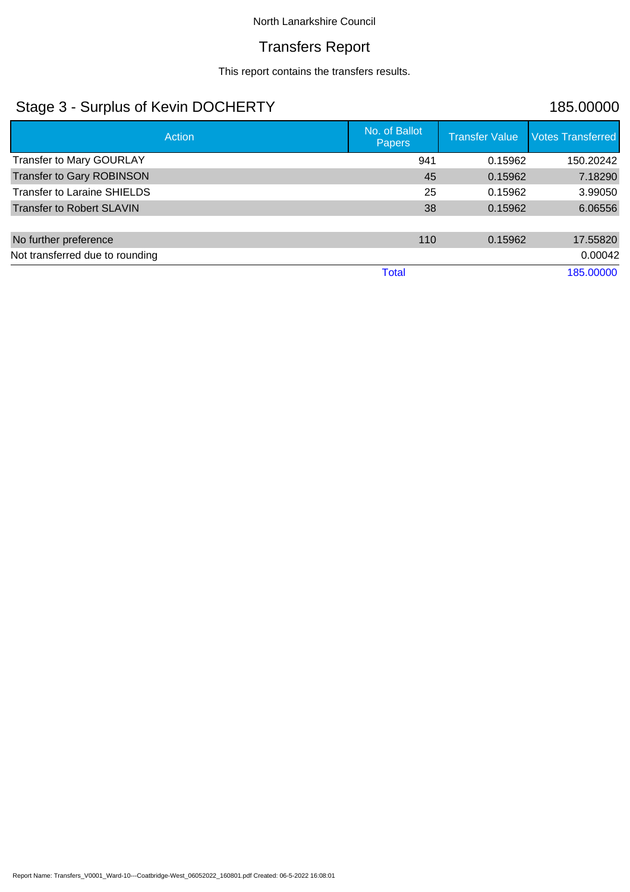North Lanarkshire Council

# Transfers Report

This report contains the transfers results.

## Stage 3 - Surplus of Kevin DOCHERTY 185.00000

| Action | No. of Ballot Papers | Transfer Value | Votes Transferred |
|---|---|---|---|
| Transfer to Mary GOURLAY | 941 | 0.15962 | 150.20242 |
| Transfer to Gary ROBINSON | 45 | 0.15962 | 7.18290 |
| Transfer to Laraine SHIELDS | 25 | 0.15962 | 3.99050 |
| Transfer to Robert SLAVIN | 38 | 0.15962 | 6.06556 |
| | | | |
| No further preference | 110 | 0.15962 | 17.55820 |
| Not transferred due to rounding | | | 0.00042 |
| | Total | | 185.00000 |

Report Name: Transfers_V0001_Ward-10---Coatbridge-West_06052022_160801.pdf Created: 06-5-2022 16:08:01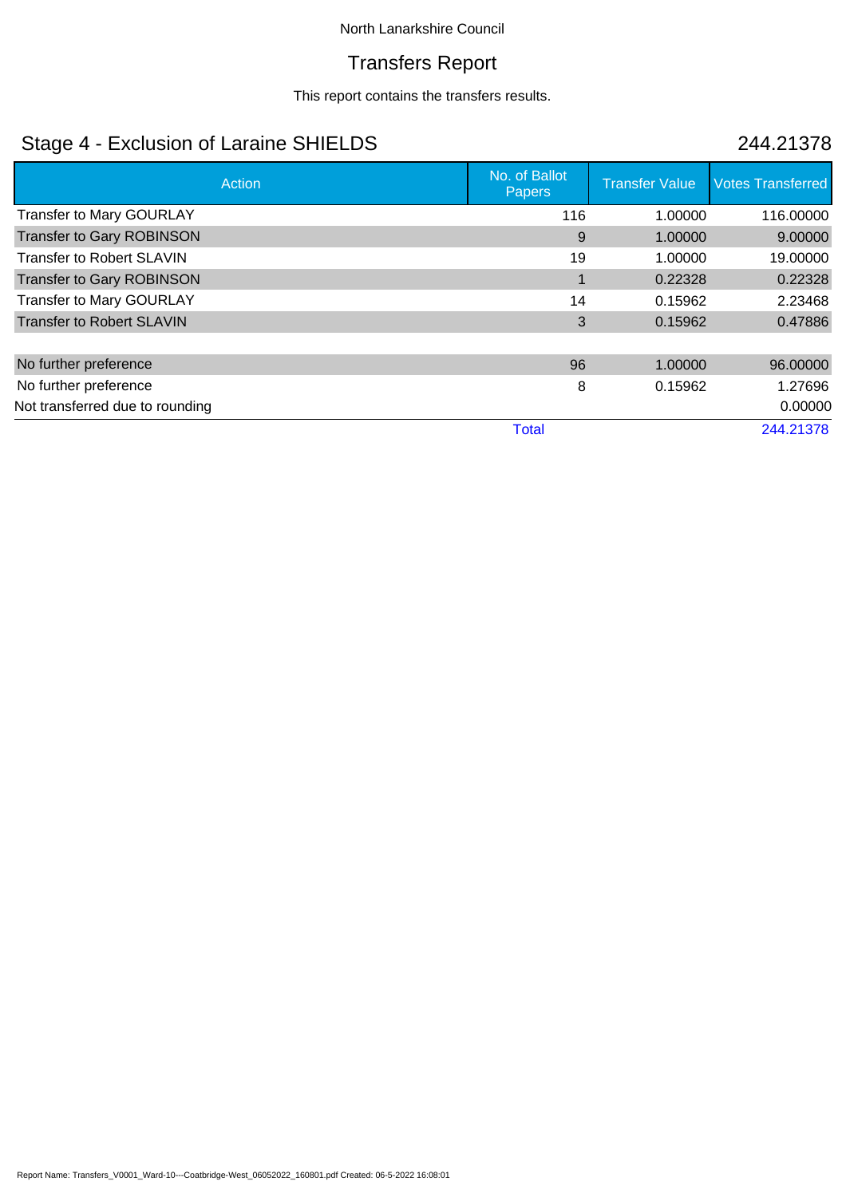North Lanarkshire Council

# Transfers Report

This report contains the transfers results.

## Stage 4 - Exclusion of Laraine SHIELDS

244.21378

| Action | No. of Ballot Papers | Transfer Value | Votes Transferred |
|---|---|---|---|
| Transfer to Mary GOURLAY | 116 | 1.00000 | 116.00000 |
| Transfer to Gary ROBINSON | 9 | 1.00000 | 9.00000 |
| Transfer to Robert SLAVIN | 19 | 1.00000 | 19.00000 |
| Transfer to Gary ROBINSON | 1 | 0.22328 | 0.22328 |
| Transfer to Mary GOURLAY | 14 | 0.15962 | 2.23468 |
| Transfer to Robert SLAVIN | 3 | 0.15962 | 0.47886 |
| | | | |
| No further preference | 96 | 1.00000 | 96.00000 |
| No further preference | 8 | 0.15962 | 1.27696 |
| Not transferred due to rounding | | | 0.00000 |
| | Total | | 244.21378 |

Report Name: Transfers_V0001_Ward-10---Coatbridge-West_06052022_160801.pdf Created: 06-5-2022 16:08:01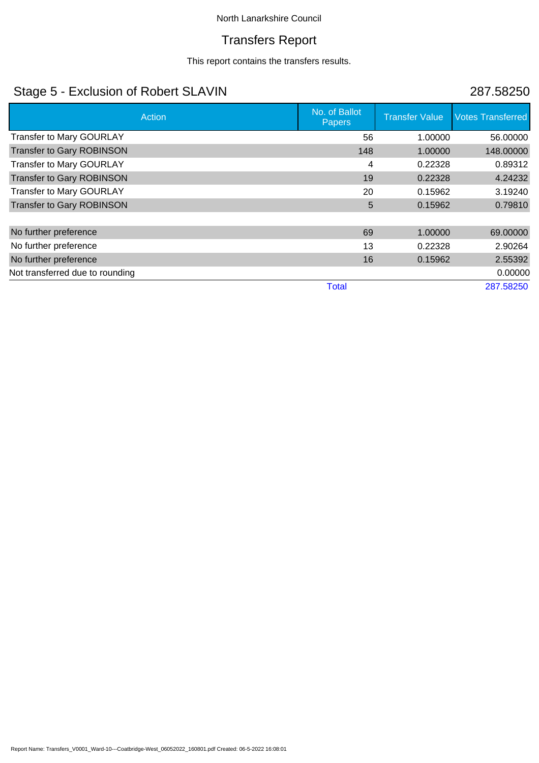North Lanarkshire Council

# Transfers Report

This report contains the transfers results.

## Stage 5 - Exclusion of Robert SLAVIN

287.58250

| Action | No. of Ballot Papers | Transfer Value | Votes Transferred |
|---|---|---|---|
| Transfer to Mary GOURLAY | 56 | 1.00000 | 56.00000 |
| Transfer to Gary ROBINSON | 148 | 1.00000 | 148.00000 |
| Transfer to Mary GOURLAY | 4 | 0.22328 | 0.89312 |
| Transfer to Gary ROBINSON | 19 | 0.22328 | 4.24232 |
| Transfer to Mary GOURLAY | 20 | 0.15962 | 3.19240 |
| Transfer to Gary ROBINSON | 5 | 0.15962 | 0.79810 |
| | | | |
| No further preference | 69 | 1.00000 | 69.00000 |
| No further preference | 13 | 0.22328 | 2.90264 |
| No further preference | 16 | 0.15962 | 2.55392 |
| Not transferred due to rounding | | | 0.00000 |
| | Total | | 287.58250 |

Report Name: Transfers_V0001_Ward-10---Coatbridge-West_06052022_160801.pdf Created: 06-5-2022 16:08:01